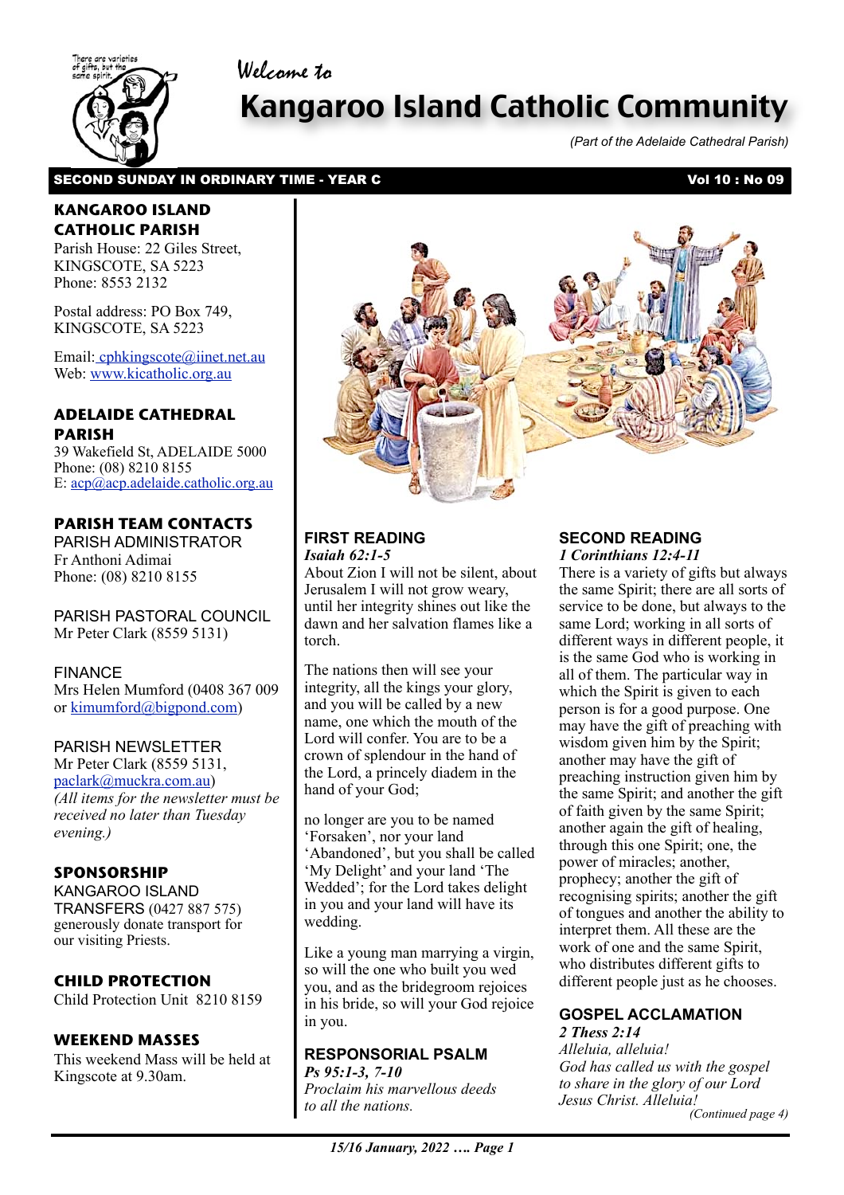Welcome to

# Kangaroo Island Catholic Community

*(Part of the Adelaide Cathedral Parish)*

**SECOND SUNDAY IN ORDINARY TIME - YEAR C** **Vol 10 : No 09**

## KANGAROO ISLAND CATHOLIC PARISH

Parish House: 22 Giles Street, KINGSCOTE, SA 5223
Phone: 8553 2132

Postal address: PO Box 749, KINGSCOTE, SA 5223

Email: cphkingscote@iinet.net.au
Web: www.kicatholic.org.au

## ADELAIDE CATHEDRAL PARISH

39 Wakefield St, ADELAIDE 5000
Phone: (08) 8210 8155
E: acp@acp.adelaide.catholic.org.au

## PARISH TEAM CONTACTS

PARISH ADMINISTRATOR
Fr Anthoni Adimai
Phone: (08) 8210 8155

PARISH PASTORAL COUNCIL
Mr Peter Clark (8559 5131)

FINANCE
Mrs Helen Mumford (0408 367 009 or kimumford@bigpond.com)

PARISH NEWSLETTER
Mr Peter Clark (8559 5131, paclark@muckra.com.au)
*(All items for the newsletter must be received no later than Tuesday evening.)*

## SPONSORSHIP

KANGAROO ISLAND TRANSFERS (0427 887 575) generously donate transport for our visiting Priests.

## CHILD PROTECTION

Child Protection Unit 8210 8159

## WEEKEND MASSES

This weekend Mass will be held at Kingscote at 9.30am.

## FIRST READING

***Isaiah 62:1-5***

About Zion I will not be silent, about Jerusalem I will not grow weary, until her integrity shines out like the dawn and her salvation flames like a torch.

The nations then will see your integrity, all the kings your glory, and you will be called by a new name, one which the mouth of the Lord will confer. You are to be a crown of splendour in the hand of the Lord, a princely diadem in the hand of your God;

no longer are you to be named 'Forsaken', nor your land 'Abandoned', but you shall be called 'My Delight' and your land 'The Wedded'; for the Lord takes delight in you and your land will have its wedding.

Like a young man marrying a virgin, so will the one who built you wed you, and as the bridegroom rejoices in his bride, so will your God rejoice in you.

## RESPONSORIAL PSALM

***Ps 95:1-3, 7-10***

*Proclaim his marvellous deeds to all the nations.*

## SECOND READING

***1 Corinthians 12:4-11***

There is a variety of gifts but always the same Spirit; there are all sorts of service to be done, but always to the same Lord; working in all sorts of different ways in different people, it is the same God who is working in all of them. The particular way in which the Spirit is given to each person is for a good purpose. One may have the gift of preaching with wisdom given him by the Spirit; another may have the gift of preaching instruction given him by the same Spirit; and another the gift of faith given by the same Spirit; another again the gift of healing, through this one Spirit; one, the power of miracles; another, prophecy; another the gift of recognising spirits; another the gift of tongues and another the ability to interpret them. All these are the work of one and the same Spirit, who distributes different gifts to different people just as he chooses.

## GOSPEL ACCLAMATION

***2 Thess 2:14***

*Alleluia, alleluia!*
*God has called us with the gospel to share in the glory of our Lord Jesus Christ. Alleluia!*

*(Continued page 4)*

*15/16 January, 2022 …. Page 1*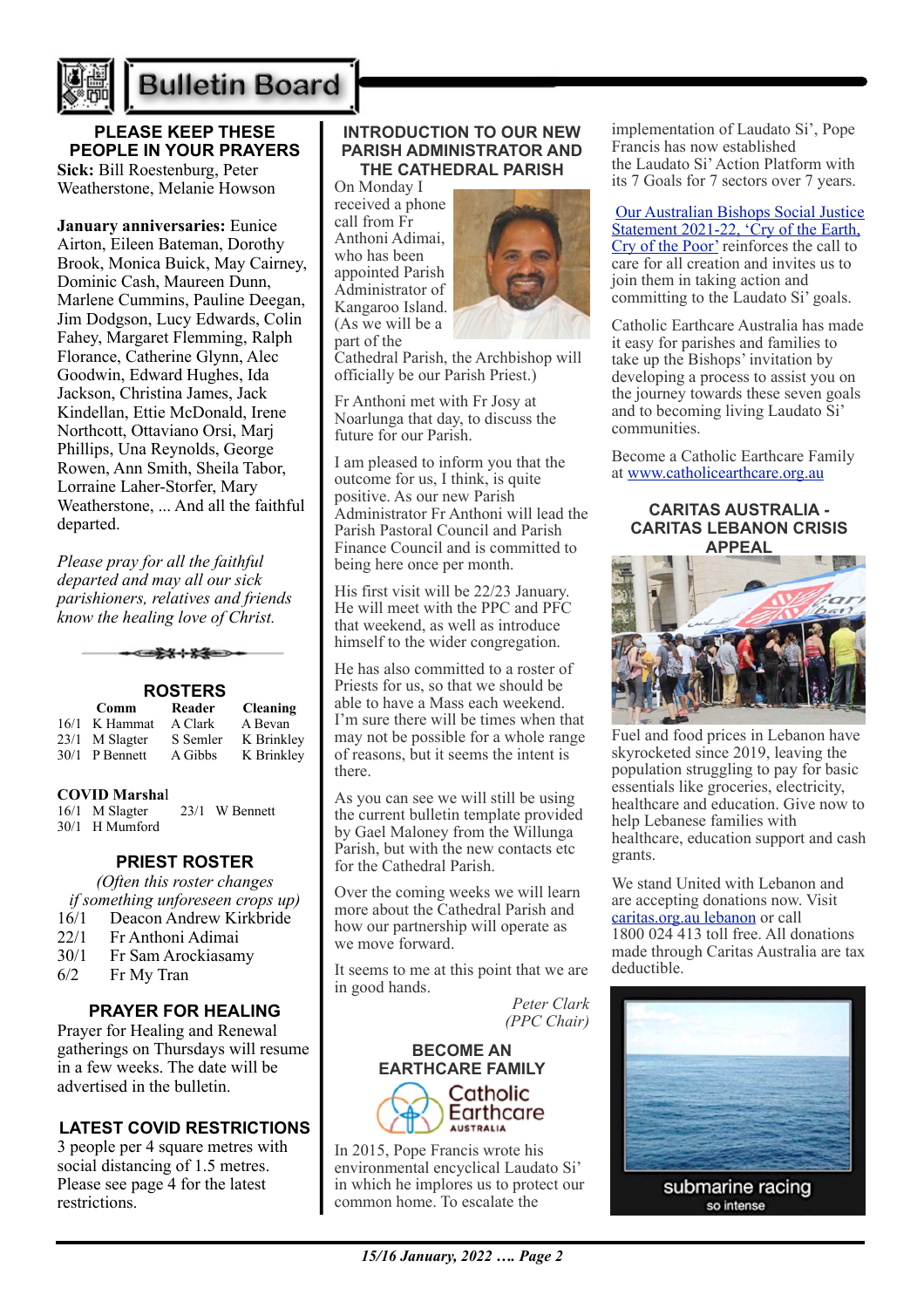# Bulletin Board

## PLEASE KEEP THESE PEOPLE IN YOUR PRAYERS

**Sick:** Bill Roestenburg, Peter Weatherstone, Melanie Howson

**January anniversaries:** Eunice Airton, Eileen Bateman, Dorothy Brook, Monica Buick, May Cairney, Dominic Cash, Maureen Dunn, Marlene Cummins, Pauline Deegan, Jim Dodgson, Lucy Edwards, Colin Fahey, Margaret Flemming, Ralph Florance, Catherine Glynn, Alec Goodwin, Edward Hughes, Ida Jackson, Christina James, Jack Kindellan, Ettie McDonald, Irene Northcott, Ottaviano Orsi, Marj Phillips, Una Reynolds, George Rowen, Ann Smith, Sheila Tabor, Lorraine Laher-Storfer, Mary Weatherstone, ... And all the faithful departed.

*Please pray for all the faithful departed and may all our sick parishioners, relatives and friends know the healing love of Christ.*

## ROSTERS

| | Comm | Reader | Cleaning |
|---|---|---|---|
| 16/1 | K Hammat | A Clark | A Bevan |
| 23/1 | M Slagter | S Semler | K Brinkley |
| 30/1 | P Bennett | A Gibbs | K Brinkley |

**COVID Marshal**

16/1 M Slagter 23/1 W Bennett
30/1 H Mumford

## PRIEST ROSTER

*(Often this roster changes if something unforeseen crops up)*

16/1 Deacon Andrew Kirkbride
22/1 Fr Anthoni Adimai
30/1 Fr Sam Arockiasamy
6/2 Fr My Tran

## PRAYER FOR HEALING

Prayer for Healing and Renewal gatherings on Thursdays will resume in a few weeks. The date will be advertised in the bulletin.

## LATEST COVID RESTRICTIONS

3 people per 4 square metres with social distancing of 1.5 metres. Please see page 4 for the latest restrictions.

## INTRODUCTION TO OUR NEW PARISH ADMINISTRATOR AND THE CATHEDRAL PARISH

On Monday I received a phone call from Fr Anthoni Adimai, who has been appointed Parish Administrator of Kangaroo Island. (As we will be a part of the Cathedral Parish, the Archbishop will officially be our Parish Priest.)

Fr Anthoni met with Fr Josy at Noarlunga that day, to discuss the future for our Parish.

I am pleased to inform you that the outcome for us, I think, is quite positive. As our new Parish Administrator Fr Anthoni will lead the Parish Pastoral Council and Parish Finance Council and is committed to being here once per month.

His first visit will be 22/23 January. He will meet with the PPC and PFC that weekend, as well as introduce himself to the wider congregation.

He has also committed to a roster of Priests for us, so that we should be able to have a Mass each weekend. I'm sure there will be times when that may not be possible for a whole range of reasons, but it seems the intent is there.

As you can see we will still be using the current bulletin template provided by Gael Maloney from the Willunga Parish, but with the new contacts etc for the Cathedral Parish.

Over the coming weeks we will learn more about the Cathedral Parish and how our partnership will operate as we move forward.

It seems to me at this point that we are in good hands.

*Peter Clark*
*(PPC Chair)*

## BECOME AN EARTHCARE FAMILY

Catholic Earthcare AUSTRALIA

In 2015, Pope Francis wrote his environmental encyclical Laudato Si' in which he implores us to protect our common home. To escalate the implementation of Laudato Si', Pope Francis has now established the Laudato Si' Action Platform with its 7 Goals for 7 sectors over 7 years.

Our Australian Bishops Social Justice Statement 2021-22, 'Cry of the Earth, Cry of the Poor' reinforces the call to care for all creation and invites us to join them in taking action and committing to the Laudato Si' goals.

Catholic Earthcare Australia has made it easy for parishes and families to take up the Bishops' invitation by developing a process to assist you on the journey towards these goals and to becoming living Laudato Si' communities.

Become a Catholic Earthcare Family at www.catholicearthcare.org.au

## CARITAS AUSTRALIA - CARITAS LEBANON CRISIS APPEAL

Fuel and food prices in Lebanon have skyrocketed since 2019, leaving the population struggling to pay for basic essentials like groceries, electricity, healthcare and education. Give now to help Lebanese families with healthcare, education support and cash grants.

We stand United with Lebanon and are accepting donations now. Visit caritas.org.au lebanon or call 1800 024 413 toll free. All donations made through Caritas Australia are tax deductible.

submarine racing
so intense

15/16 January, 2022 …. Page 2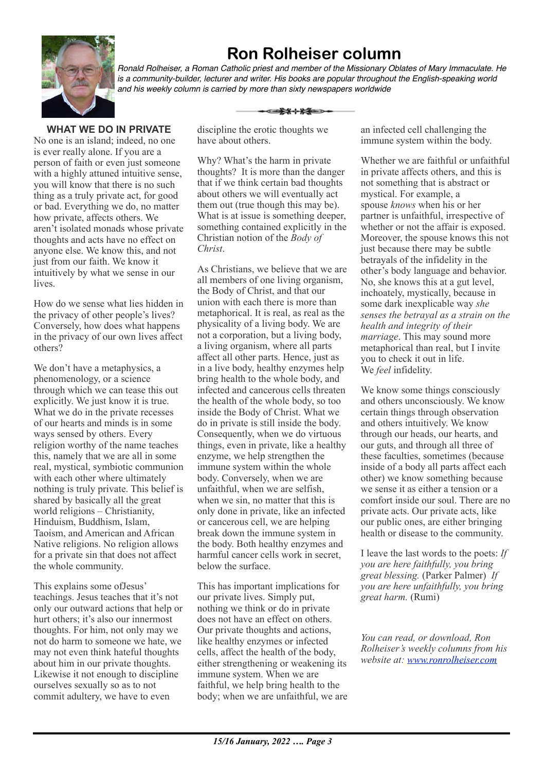# Ron Rolheiser column

*Ronald Rolheiser, a Roman Catholic priest and member of the Missionary Oblates of Mary Immaculate. He is a community-builder, lecturer and writer. His books are popular throughout the English-speaking world and his weekly column is carried by more than sixty newspapers worldwide*

### WHAT WE DO IN PRIVATE

No one is an island; indeed, no one is ever really alone. If you are a person of faith or even just someone with a highly attuned intuitive sense, you will know that there is no such thing as a truly private act, for good or bad. Everything we do, no matter how private, affects others. We aren't isolated monads whose private thoughts and acts have no effect on anyone else. We know this, and not just from our faith. We know it intuitively by what we sense in our lives.

How do we sense what lies hidden in the privacy of other people's lives? Conversely, how does what happens in the privacy of our own lives affect others?

We don't have a metaphysics, a phenomenology, or a science through which we can tease this out explicitly. We just know it is true. What we do in the private recesses of our hearts and minds is in some ways sensed by others. Every religion worthy of the name teaches this, namely that we are all in some real, mystical, symbiotic communion with each other where ultimately nothing is truly private. This belief is shared by basically all the great world religions – Christianity, Hinduism, Buddhism, Islam, Taoism, and American and African Native religions. No religion allows for a private sin that does not affect the whole community.

This explains some ofJesus' teachings. Jesus teaches that it's not only our outward actions that help or hurt others; it's also our innermost thoughts. For him, not only may we not do harm to someone we hate, we may not even think hateful thoughts about him in our private thoughts. Likewise it not enough to discipline ourselves sexually so as to not commit adultery, we have to even discipline the erotic thoughts we have about others.

Why? What's the harm in private thoughts? It is more than the danger that if we think certain bad thoughts about others we will eventually act them out (true though this may be). What is at issue is something deeper, something contained explicitly in the Christian notion of the *Body of Christ*.

As Christians, we believe that we are all members of one living organism, the Body of Christ, and that our union with each there is more than metaphorical. It is real, as real as the physicality of a living body. We are not a corporation, but a living body, a living organism, where all parts affect all other parts. Hence, just as in a live body, healthy enzymes help bring health to the whole body, and infected and cancerous cells threaten the health of the whole body, so too inside the Body of Christ. What we do in private is still inside the body. Consequently, when we do virtuous things, even in private, like a healthy enzyme, we help strengthen the immune system within the whole body. Conversely, when we are unfaithful, when we are selfish, when we sin, no matter that this is only done in private, like an infected or cancerous cell, we are helping break down the immune system in the body. Both healthy enzymes and harmful cancer cells work in secret, below the surface.

This has important implications for our private lives. Simply put, nothing we think or do in private does not have an effect on others. Our private thoughts and actions, like healthy enzymes or infected cells, affect the health of the body, either strengthening or weakening its immune system. When we are faithful, we help bring health to the body; when we are unfaithful, we are an infected cell challenging the immune system within the body.

Whether we are faithful or unfaithful in private affects others, and this is not something that is abstract or mystical. For example, a spouse *knows* when his or her partner is unfaithful, irrespective of whether or not the affair is exposed. Moreover, the spouse knows this not just because there may be subtle betrayals of the infidelity in the other's body language and behavior. No, she knows this at a gut level, inchoately, mystically, because in some dark inexplicable way *she senses the betrayal as a strain on the health and integrity of their marriage*. This may sound more metaphorical than real, but I invite you to check it out in life. We *feel* infidelity.

We know some things consciously and others unconsciously. We know certain things through observation and others intuitively. We know through our heads, our hearts, and our guts, and through all three of these faculties, sometimes (because inside of a body all parts affect each other) we know something because we sense it as either a tension or a comfort inside our soul. There are no private acts. Our private acts, like our public ones, are either bringing health or disease to the community.

I leave the last words to the poets: *If you are here faithfully, you bring great blessing.* (Parker Palmer) *If you are here unfaithfully, you bring great harm.* (Rumi)

*You can read, or download, Ron Rolheiser's weekly columns from his website at: [www.ronrolheiser.com](www.ronrolheiser.com)*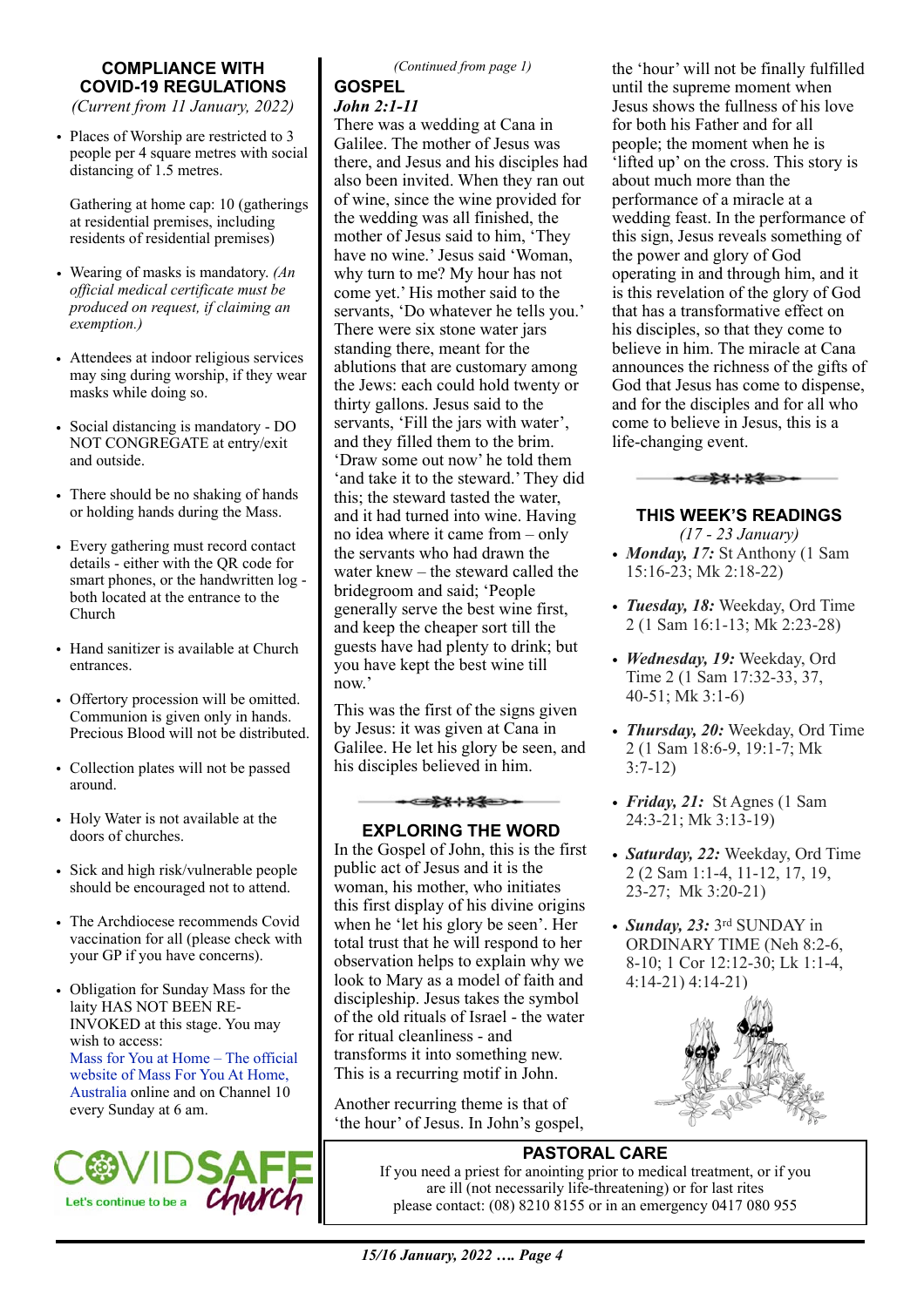## COMPLIANCE WITH COVID-19 REGULATIONS

*(Current from 11 January, 2022)*

- Places of Worship are restricted to 3 people per 4 square metres with social distancing of 1.5 metres.

  Gathering at home cap: 10 (gatherings at residential premises, including residents of residential premises)

- Wearing of masks is mandatory. *(An official medical certificate must be produced on request, if claiming an exemption.)*

- Attendees at indoor religious services may sing during worship, if they wear masks while doing so.

- Social distancing is mandatory - DO NOT CONGREGATE at entry/exit and outside.

- There should be no shaking of hands or holding hands during the Mass.

- Every gathering must record contact details - either with the QR code for smart phones, or the handwritten log - both located at the entrance to the Church

- Hand sanitizer is available at Church entrances.

- Offertory procession will be omitted. Communion is given only in hands. Precious Blood will not be distributed.

- Collection plates will not be passed around.

- Holy Water is not available at the doors of churches.

- Sick and high risk/vulnerable people should be encouraged not to attend.

- The Archdiocese recommends Covid vaccination for all (please check with your GP if you have concerns).

- Obligation for Sunday Mass for the laity HAS NOT BEEN RE-INVOKED at this stage. You may wish to access: Mass for You at Home – The official website of Mass For You At Home, Australia online and on Channel 10 every Sunday at 6 am.

COVIDSAFE church
Let's continue to be a

*(Continued from page 1)*

## GOSPEL

***John 2:1-11***

There was a wedding at Cana in Galilee. The mother of Jesus was there, and Jesus and his disciples had also been invited. When they ran out of wine, since the wine provided for the wedding was all finished, the mother of Jesus said to him, 'They have no wine.' Jesus said 'Woman, why turn to me? My hour has not come yet.' His mother said to the servants, 'Do whatever he tells you.' There were six stone water jars standing there, meant for the ablutions that are customary among the Jews: each could hold twenty or thirty gallons. Jesus said to the servants, 'Fill the jars with water', and they filled them to the brim. 'Draw some out now' he told them 'and take it to the steward.' They did this; the steward tasted the water, and it had turned into wine. Having no idea where it came from – only the servants who had drawn the water knew – the steward called the bridegroom and said; 'People generally serve the best wine first, and keep the cheaper sort till the guests have had plenty to drink; but you have kept the best wine till now.'

This was the first of the signs given by Jesus: it was given at Cana in Galilee. He let his glory be seen, and his disciples believed in him.

## EXPLORING THE WORD

In the Gospel of John, this is the first public act of Jesus and it is the woman, his mother, who initiates this first display of his divine origins when he 'let his glory be seen'. Her total trust that he will respond to her observation helps to explain why we look to Mary as a model of faith and discipleship. Jesus takes the symbol of the old rituals of Israel - the water for ritual cleanliness - and transforms it into something new. This is a recurring motif in John.

Another recurring theme is that of 'the hour' of Jesus. In John's gospel, the 'hour' will not be finally fulfilled until the supreme moment when Jesus shows the fullness of his love for both his Father and for all people; the moment when he is 'lifted up' on the cross. This story is about much more than the performance of a miracle at a wedding feast. In the performance of this sign, Jesus reveals something of the power and glory of God operating in and through him, and it is this revelation of the glory of God that has a transformative effect on his disciples, so that they come to believe in him. The miracle at Cana announces the richness of the gifts of God that Jesus has come to dispense, and for the disciples and for all who come to believe in Jesus, this is a life-changing event.

## THIS WEEK'S READINGS

*(17 - 23 January)*

- ***Monday, 17:*** St Anthony (1 Sam 15:16-23; Mk 2:18-22)
- ***Tuesday, 18:*** Weekday, Ord Time 2 (1 Sam 16:1-13; Mk 2:23-28)
- ***Wednesday, 19:*** Weekday, Ord Time 2 (1 Sam 17:32-33, 37, 40-51; Mk 3:1-6)
- ***Thursday, 20:*** Weekday, Ord Time 2 (1 Sam 18:6-9, 19:1-7; Mk 3:7-12)
- ***Friday, 21:*** St Agnes (1 Sam 24:3-21; Mk 3:13-19)
- ***Saturday, 22:*** Weekday, Ord Time 2 (2 Sam 1:1-4, 11-12, 17, 19, 23-27; Mk 3:20-21)
- ***Sunday, 23:*** 3rd SUNDAY in ORDINARY TIME (Neh 8:2-6, 8-10; 1 Cor 12:12-30; Lk 1:1-4, 4:14-21) 4:14-21)

## PASTORAL CARE

If you need a priest for anointing prior to medical treatment, or if you are ill (not necessarily life-threatening) or for last rites please contact: (08) 8210 8155 or in an emergency 0417 080 955